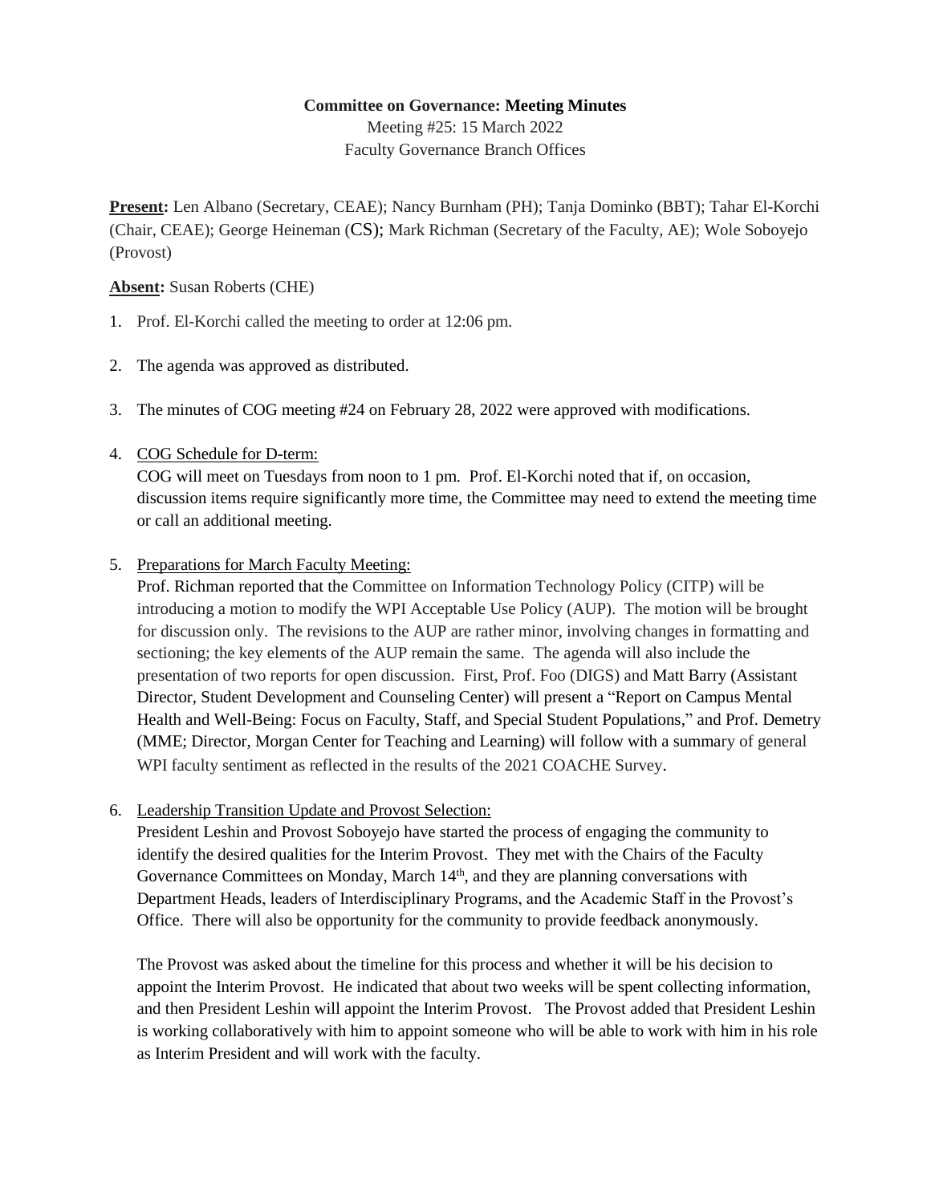**Committee on Governance: Meeting Minutes**

Meeting #25: 15 March 2022

Faculty Governance Branch Offices

**Present:** Len Albano (Secretary, CEAE); Nancy Burnham (PH); Tanja Dominko (BBT); Tahar El-Korchi (Chair, CEAE); George Heineman (CS); Mark Richman (Secretary of the Faculty, AE); Wole Soboyejo (Provost)

**Absent:** Susan Roberts (CHE)

1. Prof. El-Korchi called the meeting to order at 12:06 pm.

2. The agenda was approved as distributed.

3. The minutes of COG meeting #24 on February 28, 2022 were approved with modifications.

4. COG Schedule for D-term:
   COG will meet on Tuesdays from noon to 1 pm. Prof. El-Korchi noted that if, on occasion, discussion items require significantly more time, the Committee may need to extend the meeting time or call an additional meeting.

5. Preparations for March Faculty Meeting:
   Prof. Richman reported that the Committee on Information Technology Policy (CITP) will be introducing a motion to modify the WPI Acceptable Use Policy (AUP). The motion will be brought for discussion only. The revisions to the AUP are rather minor, involving changes in formatting and sectioning; the key elements of the AUP remain the same. The agenda will also include the presentation of two reports for open discussion. First, Prof. Foo (DIGS) and Matt Barry (Assistant Director, Student Development and Counseling Center) will present a "Report on Campus Mental Health and Well-Being: Focus on Faculty, Staff, and Special Student Populations," and Prof. Demetry (MME; Director, Morgan Center for Teaching and Learning) will follow with a summary of general WPI faculty sentiment as reflected in the results of the 2021 COACHE Survey.

6. Leadership Transition Update and Provost Selection:
   President Leshin and Provost Soboyejo have started the process of engaging the community to identify the desired qualities for the Interim Provost. They met with the Chairs of the Faculty Governance Committees on Monday, March 14th, and they are planning conversations with Department Heads, leaders of Interdisciplinary Programs, and the Academic Staff in the Provost's Office. There will also be opportunity for the community to provide feedback anonymously.

   The Provost was asked about the timeline for this process and whether it will be his decision to appoint the Interim Provost. He indicated that about two weeks will be spent collecting information, and then President Leshin will appoint the Interim Provost. The Provost added that President Leshin is working collaboratively with him to appoint someone who will be able to work with him in his role as Interim President and will work with the faculty.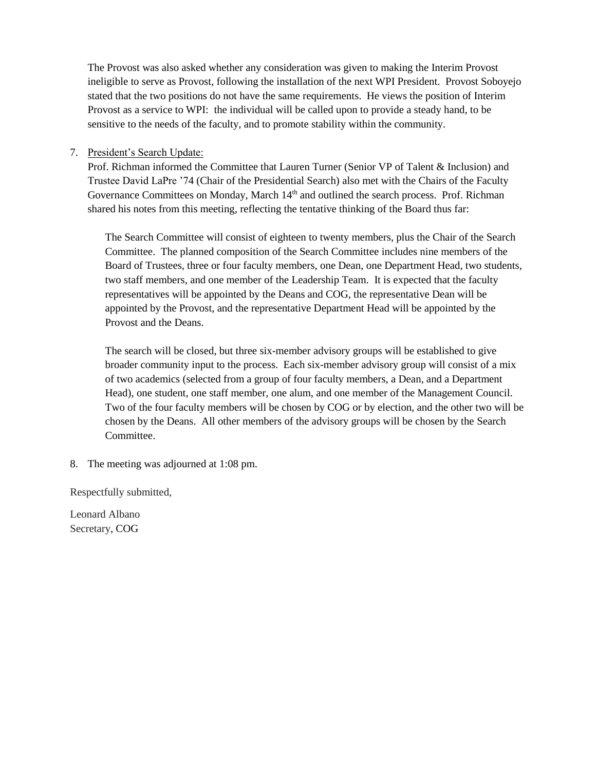The Provost was also asked whether any consideration was given to making the Interim Provost ineligible to serve as Provost, following the installation of the next WPI President. Provost Soboyejo stated that the two positions do not have the same requirements. He views the position of Interim Provost as a service to WPI: the individual will be called upon to provide a steady hand, to be sensitive to the needs of the faculty, and to promote stability within the community.

7. <u>President's Search Update:</u>
   Prof. Richman informed the Committee that Lauren Turner (Senior VP of Talent & Inclusion) and Trustee David LaPre '74 (Chair of the Presidential Search) also met with the Chairs of the Faculty Governance Committees on Monday, March 14th and outlined the search process. Prof. Richman shared his notes from this meeting, reflecting the tentative thinking of the Board thus far:

   > The Search Committee will consist of eighteen to twenty members, plus the Chair of the Search Committee. The planned composition of the Search Committee includes nine members of the Board of Trustees, three or four faculty members, one Dean, one Department Head, two students, two staff members, and one member of the Leadership Team. It is expected that the faculty representatives will be appointed by the Deans and COG, the representative Dean will be appointed by the Provost, and the representative Department Head will be appointed by the Provost and the Deans.
   >
   > The search will be closed, but three six-member advisory groups will be established to give broader community input to the process. Each six-member advisory group will consist of a mix of two academics (selected from a group of four faculty members, a Dean, and a Department Head), one student, one staff member, one alum, and one member of the Management Council. Two of the four faculty members will be chosen by COG or by election, and the other two will be chosen by the Deans. All other members of the advisory groups will be chosen by the Search Committee.

8. The meeting was adjourned at 1:08 pm.

Respectfully submitted,

Leonard Albano
Secretary, COG